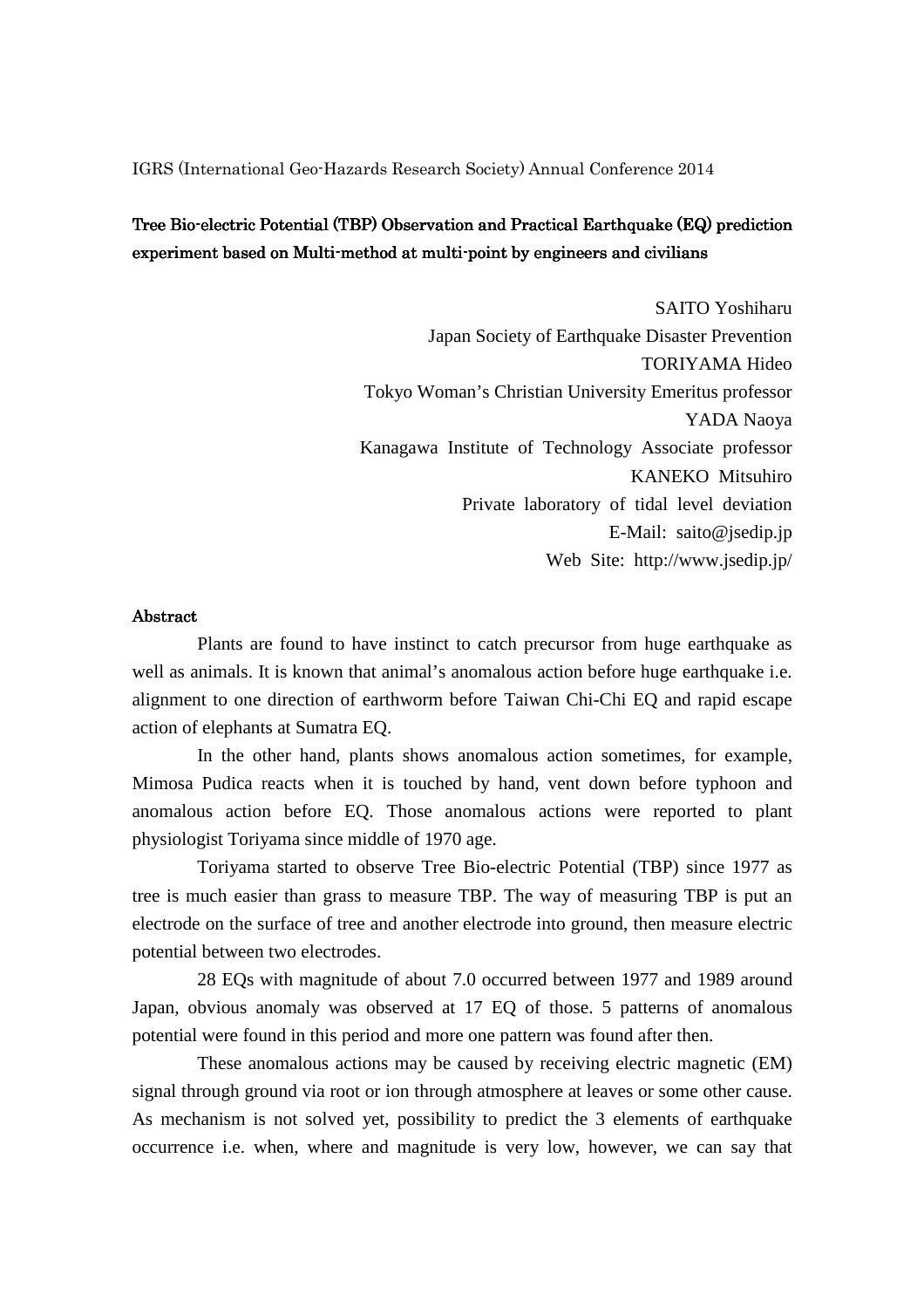IGRS (International Geo-Hazards Research Society) Annual Conference 2014

# Tree Bio-electric Potential (TBP) Observation and Practical Earthquake (EQ) prediction experiment based on Multi-method at multi-point by engineers and civilians

SAITO Yoshiharu
Japan Society of Earthquake Disaster Prevention
TORIYAMA Hideo
Tokyo Woman's Christian University Emeritus professor
YADA Naoya
Kanagawa Institute of Technology Associate professor
KANEKO Mitsuhiro
Private laboratory of tidal level deviation
E-Mail: saito@jsedip.jp
Web Site: http://www.jsedip.jp/

## Abstract

Plants are found to have instinct to catch precursor from huge earthquake as well as animals. It is known that animal's anomalous action before huge earthquake i.e. alignment to one direction of earthworm before Taiwan Chi-Chi EQ and rapid escape action of elephants at Sumatra EQ.

In the other hand, plants shows anomalous action sometimes, for example, Mimosa Pudica reacts when it is touched by hand, vent down before typhoon and anomalous action before EQ. Those anomalous actions were reported to plant physiologist Toriyama since middle of 1970 age.

Toriyama started to observe Tree Bio-electric Potential (TBP) since 1977 as tree is much easier than grass to measure TBP. The way of measuring TBP is put an electrode on the surface of tree and another electrode into ground, then measure electric potential between two electrodes.

28 EQs with magnitude of about 7.0 occurred between 1977 and 1989 around Japan, obvious anomaly was observed at 17 EQ of those. 5 patterns of anomalous potential were found in this period and more one pattern was found after then.

These anomalous actions may be caused by receiving electric magnetic (EM) signal through ground via root or ion through atmosphere at leaves or some other cause. As mechanism is not solved yet, possibility to predict the 3 elements of earthquake occurrence i.e. when, where and magnitude is very low, however, we can say that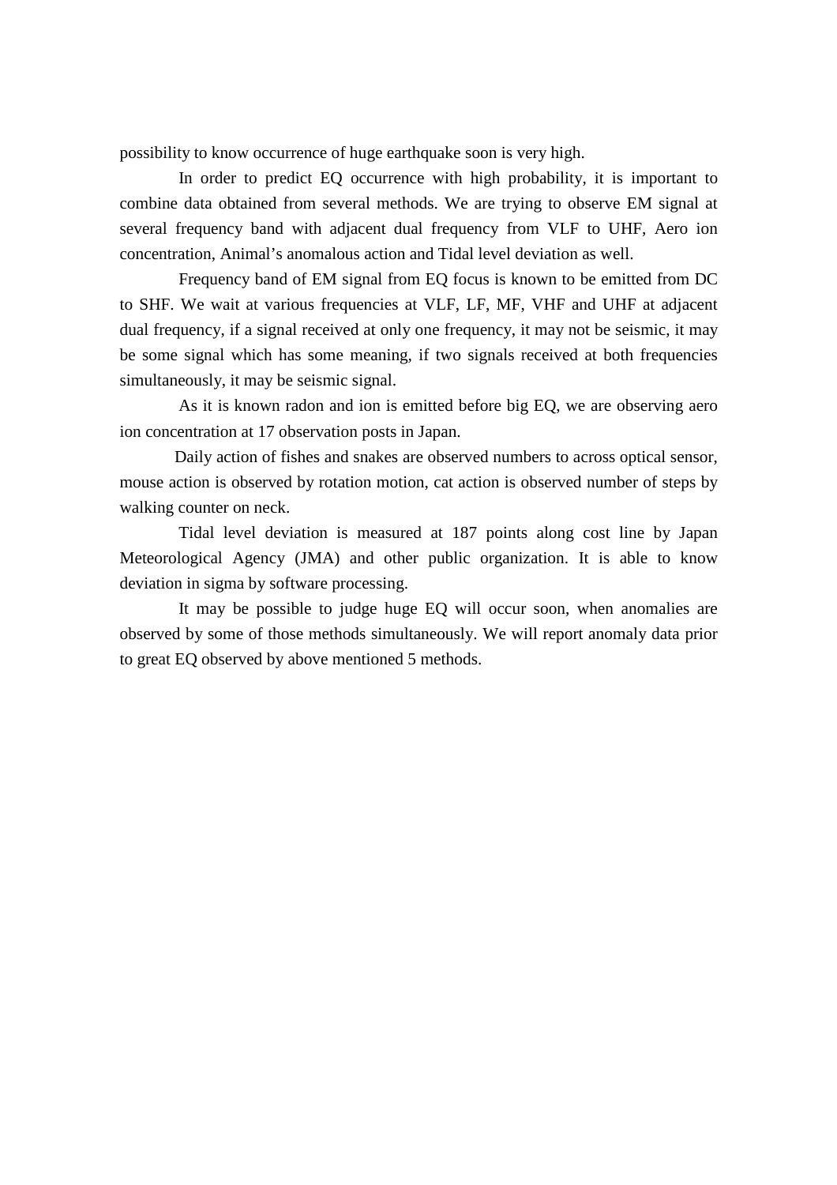possibility to know occurrence of huge earthquake soon is very high.

In order to predict EQ occurrence with high probability, it is important to combine data obtained from several methods. We are trying to observe EM signal at several frequency band with adjacent dual frequency from VLF to UHF, Aero ion concentration, Animal's anomalous action and Tidal level deviation as well.

Frequency band of EM signal from EQ focus is known to be emitted from DC to SHF. We wait at various frequencies at VLF, LF, MF, VHF and UHF at adjacent dual frequency, if a signal received at only one frequency, it may not be seismic, it may be some signal which has some meaning, if two signals received at both frequencies simultaneously, it may be seismic signal.

As it is known radon and ion is emitted before big EQ, we are observing aero ion concentration at 17 observation posts in Japan.

Daily action of fishes and snakes are observed numbers to across optical sensor, mouse action is observed by rotation motion, cat action is observed number of steps by walking counter on neck.

Tidal level deviation is measured at 187 points along cost line by Japan Meteorological Agency (JMA) and other public organization. It is able to know deviation in sigma by software processing.

It may be possible to judge huge EQ will occur soon, when anomalies are observed by some of those methods simultaneously. We will report anomaly data prior to great EQ observed by above mentioned 5 methods.